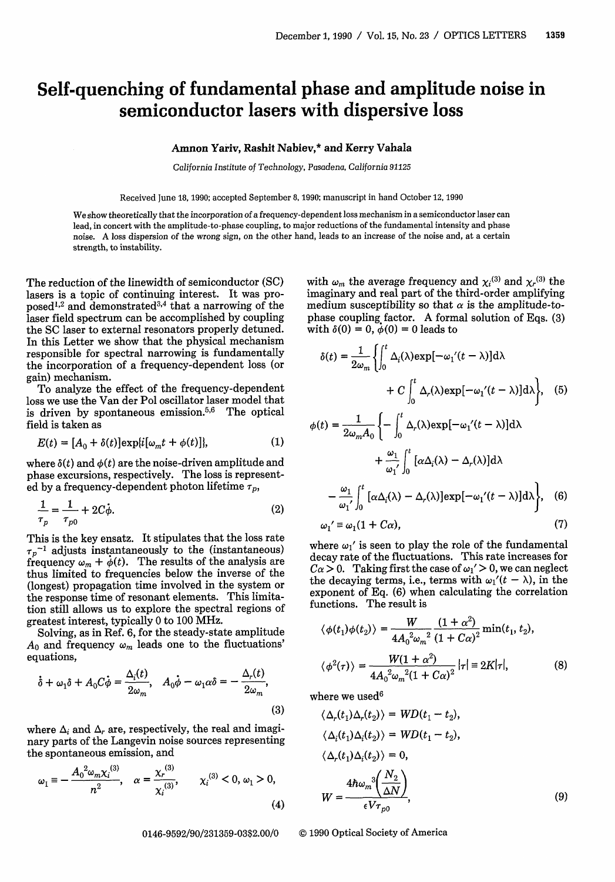# Self-quenching of fundamental phase and amplitude noise in semiconductor lasers with dispersive loss

**Amnon Yariv, Rashit Nabiev,* and Kerry Vahala**

*California Institute of Technology, Pasadena, California 91125*

Received June 18, 1990; accepted September 8, 1990; manuscript in hand October 12, 1990

We show theoretically that the incorporation of a frequency-dependent loss mechanism in a semiconductor laser can lead, in concert with the amplitude-to-phase coupling, to major reductions of the fundamental intensity and phase noise. A loss dispersion of the wrong sign, on the other hand, leads to an increase of the noise and, at a certain strength, to instability.

The reduction of the linewidth of semiconductor (SC) lasers is a topic of continuing interest. It was proposed[1,2] and demonstrated[3,4] that a narrowing of the laser field spectrum can be accomplished by coupling the SC laser to external resonators properly detuned. In this Letter we show that the physical mechanism responsible for spectral narrowing is fundamentally the incorporation of a frequency-dependent loss (or gain) mechanism.

To analyze the effect of the frequency-dependent loss we use the Van der Pol oscillator laser model that is driven by spontaneous emission.[5,6] The optical field is taken as

$$E(t) = [A_0 + \delta(t)]\exp\{i[\omega_m t + \phi(t)]\}, \tag{1}$$

where $\delta(t)$ and $\phi(t)$ are the noise-driven amplitude and phase excursions, respectively. The loss is represented by a frequency-dependent photon lifetime $\tau_p$,

$$\frac{1}{\tau_p} = \frac{1}{\tau_{p0}} + 2C\dot{\phi}. \tag{2}$$

This is the key ensatz. It stipulates that the loss rate $\tau_p^{-1}$ adjusts instantaneously to the (instantaneous) frequency $\omega_m + \dot{\phi}(t)$. The results of the analysis are thus limited to frequencies below the inverse of the (longest) propagation time involved in the system or the response time of resonant elements. This limitation still allows us to explore the spectral regions of greatest interest, typically 0 to 100 MHz.

Solving, as in Ref. 6, for the steady-state amplitude $A_0$ and frequency $\omega_m$ leads one to the fluctuations' equations,

$$\dot{\delta} + \omega_1\delta + A_0 C\dot{\phi} = \frac{\Delta_i(t)}{2\omega_m}, \quad A_0\dot{\phi} - \omega_1\alpha\delta = -\frac{\Delta_r(t)}{2\omega_m}, \tag{3}$$

where $\Delta_i$ and $\Delta_r$ are, respectively, the real and imaginary parts of the Langevin noise sources representing the spontaneous emission, and

$$\omega_1 \equiv -\frac{A_0^2\omega_m\chi_i^{(3)}}{n^2}, \quad \alpha = \frac{\chi_r^{(3)}}{\chi_i^{(3)}}, \quad \chi_i^{(3)} < 0, \omega_1 > 0, \tag{4}$$

with $\omega_m$ the average frequency and $\chi_i^{(3)}$ and $\chi_r^{(3)}$ the imaginary and real part of the third-order amplifying medium susceptibility so that $\alpha$ is the amplitude-to-phase coupling factor. A formal solution of Eqs. (3) with $\delta(0) = 0$, $\dot{\phi}(0) = 0$ leads to

$$\delta(t) = \frac{1}{2\omega_m}\left\{\int_0^t \Delta_i(\lambda)\exp[-\omega_1'(t-\lambda)]\mathrm{d}\lambda + C\int_0^t \Delta_r(\lambda)\exp[-\omega_1'(t-\lambda)]\mathrm{d}\lambda\right\}, \tag{5}$$

$$\phi(t) = \frac{1}{2\omega_m A_0}\left\{-\int_0^t \Delta_r(\lambda)\exp[-\omega_1'(t-\lambda)]\mathrm{d}\lambda + \frac{\omega_1}{\omega_1'}\int_0^t [\alpha\Delta_i(\lambda) - \Delta_r(\lambda)]\mathrm{d}\lambda - \frac{\omega_1}{\omega_1'}\int_0^t [\alpha\Delta_i(\lambda) - \Delta_r(\lambda)]\exp[-\omega_1'(t-\lambda)]\mathrm{d}\lambda\right\}, \tag{6}$$

$$\omega_1' \equiv \omega_1(1 + C\alpha), \tag{7}$$

where $\omega_1'$ is seen to play the role of the fundamental decay rate of the fluctuations. This rate increases for $C\alpha > 0$. Taking first the case of $\omega_1' > 0$, we can neglect the decaying terms, i.e., terms with $\omega_1'(t - \lambda)$, in the exponent of Eq. (6) when calculating the correlation functions. The result is

$$\langle\phi(t_1)\phi(t_2)\rangle = \frac{W}{4A_0^2\omega_m^2}\frac{(1+\alpha^2)}{(1+C\alpha)^2}\min(t_1, t_2),$$

$$\langle\phi^2(\tau)\rangle = \frac{W(1+\alpha^2)}{4A_0^2\omega_m^2(1+C\alpha)^2}|\tau| \equiv 2K|\tau|, \tag{8}$$

where we used[6]

$$\langle\Delta_r(t_1)\Delta_r(t_2)\rangle = WD(t_1 - t_2),$$

$$\langle\Delta_i(t_1)\Delta_i(t_2)\rangle = WD(t_1 - t_2),$$

$$\langle\Delta_r(t_1)\Delta_i(t_2)\rangle = 0,$$

$$W = \frac{4\hbar\omega_m^3\left(\frac{N_2}{\Delta N}\right)}{\epsilon V\tau_{p0}}, \tag{9}$$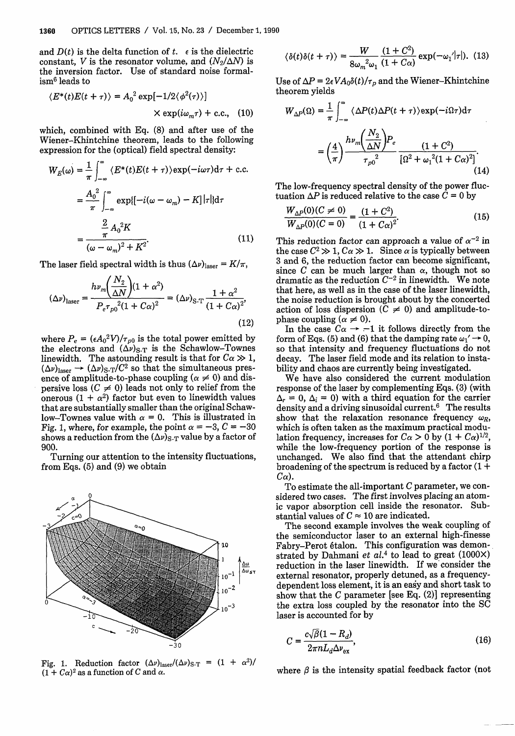and $D(t)$ is the delta function of $t$. $\epsilon$ is the dielectric constant, $V$ is the resonator volume, and $(N_2/\Delta N)$ is the inversion factor. Use of standard noise formalism[6] leads to

$$\langle E^*(t)E(t+\tau)\rangle = A_0^2 \exp[-1/2\langle\phi^2(\tau)\rangle] \times \exp(i\omega_m\tau) + \text{c.c.}, \quad (10)$$

which, combined with Eq. (8) and after use of the Wiener–Khintchine theorem, leads to the following expression for the (optical) field spectral density:

$$W_E(\omega) = \frac{1}{\pi}\int_{-\infty}^{\infty} \langle E^*(t)E(t+\tau)\rangle \exp(-i\omega\tau)d\tau + \text{c.c.}$$

$$= \frac{A_0^2}{\pi}\int_{-\infty}^{\infty} \exp\{[-i(\omega-\omega_m) - K]|\tau|\}d\tau$$

$$= \frac{\frac{2}{\pi}A_0^2 K}{(\omega-\omega_m)^2 + K^2}. \quad (11)$$

The laser field spectral width is thus $(\Delta\nu)_{\text{laser}} = K/\pi$,

$$(\Delta\nu)_{\text{laser}} = \frac{h\nu_m\left(\frac{N_2}{\Delta N}\right)(1+\alpha^2)}{P_e\tau_{p0}^2(1+C\alpha)^2} = (\Delta\nu)_{\text{S-T}}\frac{1+\alpha^2}{(1+C\alpha)^2}, \quad (12)$$

where $P_e = (\epsilon A_0^2 V)/\tau_{p0}$ is the total power emitted by the electrons and $(\Delta\nu)_{\text{S-T}}$ is the Schawlow–Townes linewidth. The astounding result is that for $C\alpha \gg 1$, $(\Delta\nu)_{\text{laser}} \to (\Delta\nu)_{\text{S-T}}/C^2$ so that the simultaneous presence of amplitude-to-phase coupling ($\alpha \neq 0$) and dispersive loss ($C \neq 0$) leads not only to relief from the onerous $(1+\alpha^2)$ factor but even to linewidth values that are substantially smaller than the original Schawlow–Townes value with $\alpha = 0$. This is illustrated in Fig. 1, where, for example, the point $\alpha = -3$, $C = -30$ shows a reduction from the $(\Delta\nu)_{\text{S-T}}$ value by a factor of 900.

Turning our attention to the intensity fluctuations, from Eqs. (5) and (9) we obtain

Fig. 1. Reduction factor $(\Delta\nu)_{\text{laser}}/(\Delta\nu)_{\text{S-T}} = (1+\alpha^2)/(1+C\alpha)^2$ as a function of $C$ and $\alpha$.

$$\langle\delta(t)\delta(t+\tau)\rangle = \frac{W}{8\omega_m^2\omega_1}\frac{(1+C^2)}{(1+C\alpha)}\exp(-\omega_1'|\tau|). \quad (13)$$

Use of $\Delta P = 2\epsilon V A_0 \delta(t)/\tau_p$ and the Wiener–Khintchine theorem yields

$$W_{\Delta P}(\Omega) = \frac{1}{\pi}\int_{-\infty}^{\infty} \langle\Delta P(t)\Delta P(t+\tau)\rangle \exp(-i\Omega\tau)d\tau$$

$$= \left(\frac{4}{\pi}\right)\frac{h\nu_m\left(\frac{N_2}{\Delta N}\right)P_e}{\tau_{p0}^2}\frac{(1+C^2)}{[\Omega^2 + \omega_1^2(1+C\alpha)^2]}. \quad (14)$$

The low-frequency spectral density of the power fluctuation $\Delta P$ is reduced relative to the case $C = 0$ by

$$\frac{W_{\Delta P}(0)(C \neq 0)}{W_{\Delta P}(0)(C = 0)} = \frac{(1+C^2)}{(1+C\alpha)^2}. \quad (15)$$

This reduction factor can approach a value of $\alpha^{-2}$ in the case $C^2 \gg 1$, $C\alpha \gg 1$. Since $\alpha$ is typically between 3 and 6, the reduction factor can become significant, since $C$ can be much larger than $\alpha$, though not so dramatic as the reduction $C^{-2}$ in linewidth. We note that here, as well as in the case of the laser linewidth, the noise reduction is brought about by the concerted action of loss dispersion ($C \neq 0$) and amplitude-to-phase coupling ($\alpha \neq 0$).

In the case $C\alpha \to -1$ it follows directly from the form of Eqs. (5) and (6) that the damping rate $\omega_1' \to 0$, so that intensity and frequency fluctuations do not decay. The laser field mode and its relation to instability and chaos are currently being investigated.

We have also considered the current modulation response of the laser by complementing Eqs. (3) (with $\Delta_r = 0$, $\Delta_i = 0$) with a third equation for the carrier density and a driving sinusoidal current.[6] The results show that the relaxation resonance frequency $\omega_R$, which is often taken as the maximum practical modulation frequency, increases for $C\alpha > 0$ by $(1+C\alpha)^{1/2}$, while the low-frequency portion of the response is unchanged. We also find that the attendant chirp broadening of the spectrum is reduced by a factor $(1 + C\alpha)$.

To estimate the all-important $C$ parameter, we considered two cases. The first involves placing an atomic vapor absorption cell inside the resonator. Substantial values of $C \approx 10$ are indicated.

The second example involves the weak coupling of the semiconductor laser to an external high-finesse Fabry–Perot étalon. This configuration was demonstrated by Dahmani *et al.*[4] to lead to great (1000×) reduction in the laser linewidth. If we consider the external resonator, properly detuned, as a frequency-dependent loss element, it is an easy and short task to show that the $C$ parameter [see Eq. (2)] representing the extra loss coupled by the resonator into the SC laser is accounted for by

$$C = \frac{c\sqrt{\beta}(1-R_d)}{2\pi n L_d \Delta\nu_{\text{ex}}}, \quad (16)$$

where $\beta$ is the intensity spatial feedback factor (not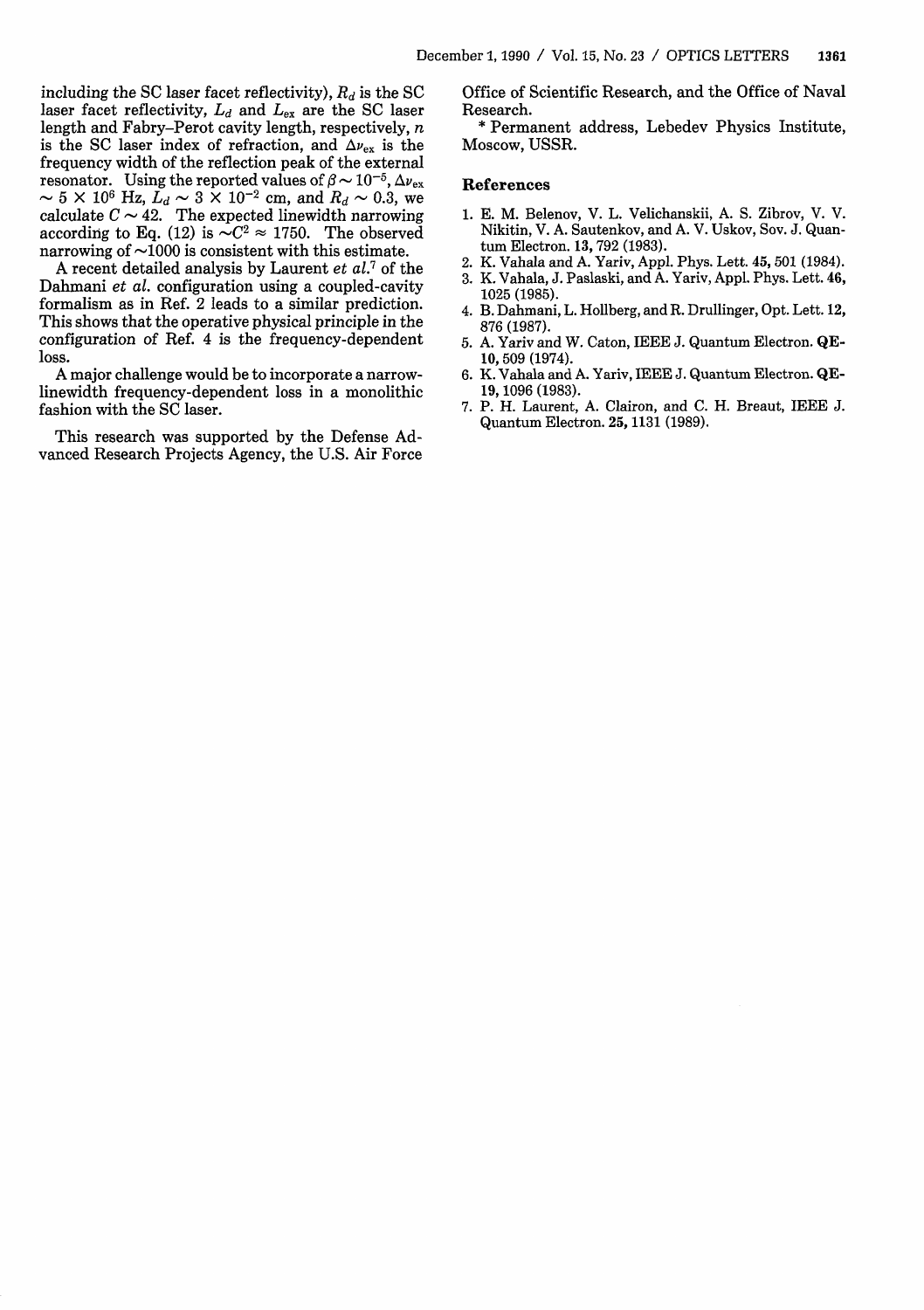including the SC laser facet reflectivity), $R_d$ is the SC laser facet reflectivity, $L_d$ and $L_{ex}$ are the SC laser length and Fabry–Perot cavity length, respectively, $n$ is the SC laser index of refraction, and $\Delta\nu_{ex}$ is the frequency width of the reflection peak of the external resonator. Using the reported values of $\beta \sim 10^{-5}$, $\Delta\nu_{ex} \sim 5 \times 10^6$ Hz, $L_d \sim 3 \times 10^{-2}$ cm, and $R_d \sim 0.3$, we calculate $C \sim 42$. The expected linewidth narrowing according to Eq. (12) is $\sim C^2 \approx 1750$. The observed narrowing of $\sim$1000 is consistent with this estimate.

A recent detailed analysis by Laurent *et al.*[7] of the Dahmani *et al.* configuration using a coupled-cavity formalism as in Ref. 2 leads to a similar prediction. This shows that the operative physical principle in the configuration of Ref. 4 is the frequency-dependent loss.

A major challenge would be to incorporate a narrow-linewidth frequency-dependent loss in a monolithic fashion with the SC laser.

This research was supported by the Defense Advanced Research Projects Agency, the U.S. Air Force Office of Scientific Research, and the Office of Naval Research.

* Permanent address, Lebedev Physics Institute, Moscow, USSR.

## References

1. E. M. Belenov, V. L. Velichanskii, A. S. Zibrov, V. V. Nikitin, V. A. Sautenkov, and A. V. Uskov, Sov. J. Quantum Electron. **13**, 792 (1983).
2. K. Vahala and A. Yariv, Appl. Phys. Lett. **45**, 501 (1984).
3. K. Vahala, J. Paslaski, and A. Yariv, Appl. Phys. Lett. **46**, 1025 (1985).
4. B. Dahmani, L. Hollberg, and R. Drullinger, Opt. Lett. **12**, 876 (1987).
5. A. Yariv and W. Caton, IEEE J. Quantum Electron. **QE-10**, 509 (1974).
6. K. Vahala and A. Yariv, IEEE J. Quantum Electron. **QE-19**, 1096 (1983).
7. P. H. Laurent, A. Clairon, and C. H. Breaut, IEEE J. Quantum Electron. **25**, 1131 (1989).